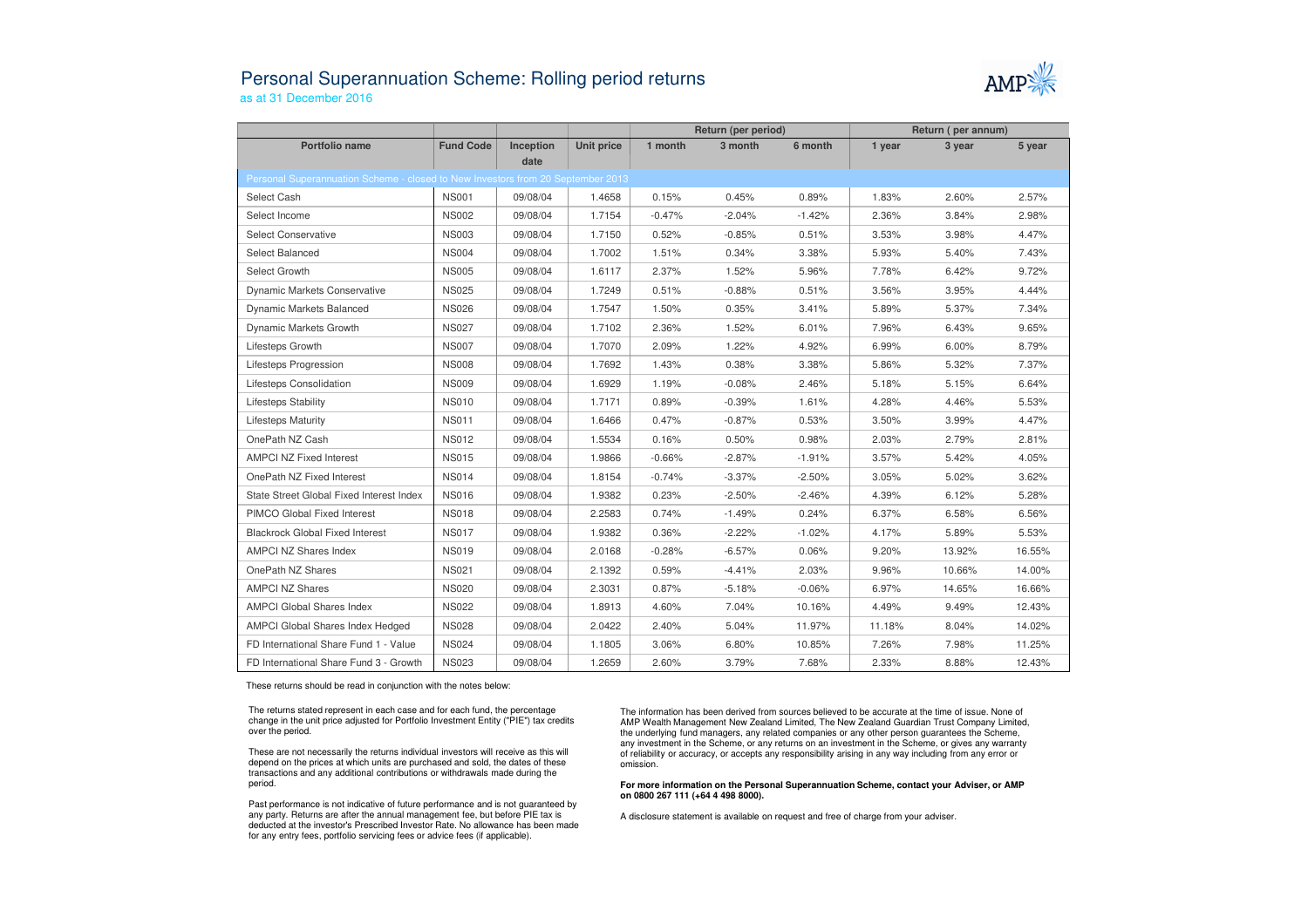# Personal Superannuation Scheme: Rolling period returns

as at 31 December 2016

| Portfolio name | Fund Code | Inception date | Unit price | Return (per period) 1 month | 3 month | 6 month | Return ( per annum) 1 year | 3 year | 5 year |
|---|---|---|---|---|---|---|---|---|---|
| Personal Superannuation Scheme - closed to New Investors from 20 September 2013 | | | | | | | | | |
| Select Cash | NS001 | 09/08/04 | 1.4658 | 0.15% | 0.45% | 0.89% | 1.83% | 2.60% | 2.57% |
| Select Income | NS002 | 09/08/04 | 1.7154 | -0.47% | -2.04% | -1.42% | 2.36% | 3.84% | 2.98% |
| Select Conservative | NS003 | 09/08/04 | 1.7150 | 0.52% | -0.85% | 0.51% | 3.53% | 3.98% | 4.47% |
| Select Balanced | NS004 | 09/08/04 | 1.7002 | 1.51% | 0.34% | 3.38% | 5.93% | 5.40% | 7.43% |
| Select Growth | NS005 | 09/08/04 | 1.6117 | 2.37% | 1.52% | 5.96% | 7.78% | 6.42% | 9.72% |
| Dynamic Markets Conservative | NS025 | 09/08/04 | 1.7249 | 0.51% | -0.88% | 0.51% | 3.56% | 3.95% | 4.44% |
| Dynamic Markets Balanced | NS026 | 09/08/04 | 1.7547 | 1.50% | 0.35% | 3.41% | 5.89% | 5.37% | 7.34% |
| Dynamic Markets Growth | NS027 | 09/08/04 | 1.7102 | 2.36% | 1.52% | 6.01% | 7.96% | 6.43% | 9.65% |
| Lifesteps Growth | NS007 | 09/08/04 | 1.7070 | 2.09% | 1.22% | 4.92% | 6.99% | 6.00% | 8.79% |
| Lifesteps Progression | NS008 | 09/08/04 | 1.7692 | 1.43% | 0.38% | 3.38% | 5.86% | 5.32% | 7.37% |
| Lifesteps Consolidation | NS009 | 09/08/04 | 1.6929 | 1.19% | -0.08% | 2.46% | 5.18% | 5.15% | 6.64% |
| Lifesteps Stability | NS010 | 09/08/04 | 1.7171 | 0.89% | -0.39% | 1.61% | 4.28% | 4.46% | 5.53% |
| Lifesteps Maturity | NS011 | 09/08/04 | 1.6466 | 0.47% | -0.87% | 0.53% | 3.50% | 3.99% | 4.47% |
| OnePath NZ Cash | NS012 | 09/08/04 | 1.5534 | 0.16% | 0.50% | 0.98% | 2.03% | 2.79% | 2.81% |
| AMPCI NZ Fixed Interest | NS015 | 09/08/04 | 1.9866 | -0.66% | -2.87% | -1.91% | 3.57% | 5.42% | 4.05% |
| OnePath NZ Fixed Interest | NS014 | 09/08/04 | 1.8154 | -0.74% | -3.37% | -2.50% | 3.05% | 5.02% | 3.62% |
| State Street Global Fixed Interest Index | NS016 | 09/08/04 | 1.9382 | 0.23% | -2.50% | -2.46% | 4.39% | 6.12% | 5.28% |
| PIMCO Global Fixed Interest | NS018 | 09/08/04 | 2.2583 | 0.74% | -1.49% | 0.24% | 6.37% | 6.58% | 6.56% |
| Blackrock Global Fixed Interest | NS017 | 09/08/04 | 1.9382 | 0.36% | -2.22% | -1.02% | 4.17% | 5.89% | 5.53% |
| AMPCI NZ Shares Index | NS019 | 09/08/04 | 2.0168 | -0.28% | -6.57% | 0.06% | 9.20% | 13.92% | 16.55% |
| OnePath NZ Shares | NS021 | 09/08/04 | 2.1392 | 0.59% | -4.41% | 2.03% | 9.96% | 10.66% | 14.00% |
| AMPCI NZ Shares | NS020 | 09/08/04 | 2.3031 | 0.87% | -5.18% | -0.06% | 6.97% | 14.65% | 16.66% |
| AMPCI Global Shares Index | NS022 | 09/08/04 | 1.8913 | 4.60% | 7.04% | 10.16% | 4.49% | 9.49% | 12.43% |
| AMPCI Global Shares Index Hedged | NS028 | 09/08/04 | 2.0422 | 2.40% | 5.04% | 11.97% | 11.18% | 8.04% | 14.02% |
| FD International Share Fund 1 - Value | NS024 | 09/08/04 | 1.1805 | 3.06% | 6.80% | 10.85% | 7.26% | 7.98% | 11.25% |
| FD International Share Fund 3 - Growth | NS023 | 09/08/04 | 1.2659 | 2.60% | 3.79% | 7.68% | 2.33% | 8.88% | 12.43% |

These returns should be read in conjunction with the notes below:

The returns stated represent in each case and for each fund, the percentage change in the unit price adjusted for Portfolio Investment Entity ("PIE") tax credits over the period.

These are not necessarily the returns individual investors will receive as this will depend on the prices at which units are purchased and sold, the dates of these transactions and any additional contributions or withdrawals made during the period.

Past performance is not indicative of future performance and is not guaranteed by any party. Returns are after the annual management fee, but before PIE tax is deducted at the investor's Prescribed Investor Rate. No allowance has been made for any entry fees, portfolio servicing fees or advice fees (if applicable).

The information has been derived from sources believed to be accurate at the time of issue. None of AMP Wealth Management New Zealand Limited, The New Zealand Guardian Trust Company Limited, the underlying fund managers, any related companies or any other person guarantees the Scheme, any investment in the Scheme, or any returns on an investment in the Scheme, or gives any warranty of reliability or accuracy, or accepts any responsibility arising in any way including from any error or omission.

**For more information on the Personal Superannuation Scheme, contact your Adviser, or AMP on 0800 267 111 (+64 4 498 8000).**

A disclosure statement is available on request and free of charge from your adviser.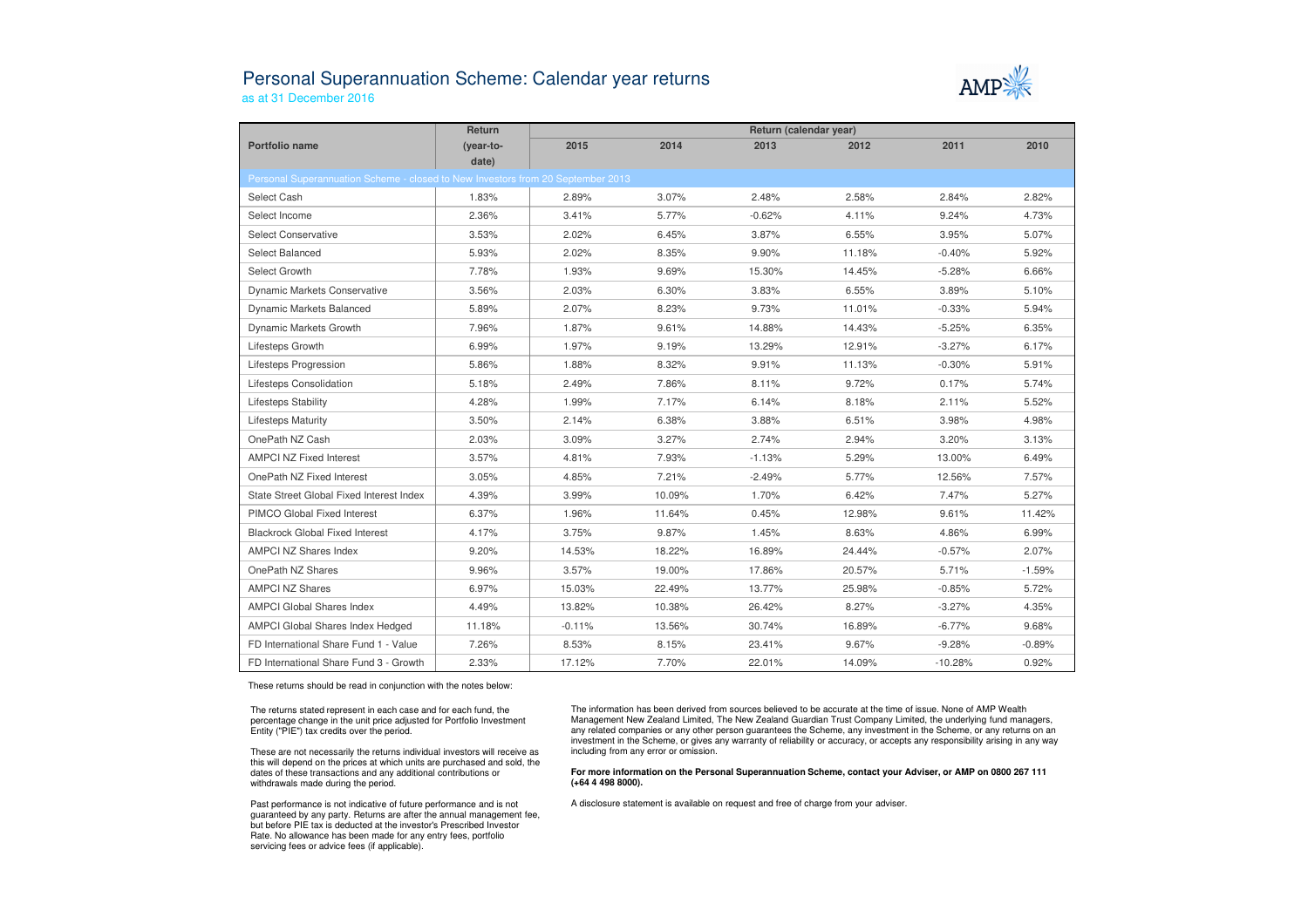# Personal Superannuation Scheme: Calendar year returns

as at 31 December 2016

AMP

| Portfolio name | Return (year-to-date) | Return (calendar year) | | | | | |
|---|---|---|---|---|---|---|---|
| | | 2015 | 2014 | 2013 | 2012 | 2011 | 2010 |
| Personal Superannuation Scheme - closed to New Investors from 20 September 2013 | | | | | | | |
| Select Cash | 1.83% | 2.89% | 3.07% | 2.48% | 2.58% | 2.84% | 2.82% |
| Select Income | 2.36% | 3.41% | 5.77% | -0.62% | 4.11% | 9.24% | 4.73% |
| Select Conservative | 3.53% | 2.02% | 6.45% | 3.87% | 6.55% | 3.95% | 5.07% |
| Select Balanced | 5.93% | 2.02% | 8.35% | 9.90% | 11.18% | -0.40% | 5.92% |
| Select Growth | 7.78% | 1.93% | 9.69% | 15.30% | 14.45% | -5.28% | 6.66% |
| Dynamic Markets Conservative | 3.56% | 2.03% | 6.30% | 3.83% | 6.55% | 3.89% | 5.10% |
| Dynamic Markets Balanced | 5.89% | 2.07% | 8.23% | 9.73% | 11.01% | -0.33% | 5.94% |
| Dynamic Markets Growth | 7.96% | 1.87% | 9.61% | 14.88% | 14.43% | -5.25% | 6.35% |
| Lifesteps Growth | 6.99% | 1.97% | 9.19% | 13.29% | 12.91% | -3.27% | 6.17% |
| Lifesteps Progression | 5.86% | 1.88% | 8.32% | 9.91% | 11.13% | -0.30% | 5.91% |
| Lifesteps Consolidation | 5.18% | 2.49% | 7.86% | 8.11% | 9.72% | 0.17% | 5.74% |
| Lifesteps Stability | 4.28% | 1.99% | 7.17% | 6.14% | 8.18% | 2.11% | 5.52% |
| Lifesteps Maturity | 3.50% | 2.14% | 6.38% | 3.88% | 6.51% | 3.98% | 4.98% |
| OnePath NZ Cash | 2.03% | 3.09% | 3.27% | 2.74% | 2.94% | 3.20% | 3.13% |
| AMPCI NZ Fixed Interest | 3.57% | 4.81% | 7.93% | -1.13% | 5.29% | 13.00% | 6.49% |
| OnePath NZ Fixed Interest | 3.05% | 4.85% | 7.21% | -2.49% | 5.77% | 12.56% | 7.57% |
| State Street Global Fixed Interest Index | 4.39% | 3.99% | 10.09% | 1.70% | 6.42% | 7.47% | 5.27% |
| PIMCO Global Fixed Interest | 6.37% | 1.96% | 11.64% | 0.45% | 12.98% | 9.61% | 11.42% |
| Blackrock Global Fixed Interest | 4.17% | 3.75% | 9.87% | 1.45% | 8.63% | 4.86% | 6.99% |
| AMPCI NZ Shares Index | 9.20% | 14.53% | 18.22% | 16.89% | 24.44% | -0.57% | 2.07% |
| OnePath NZ Shares | 9.96% | 3.57% | 19.00% | 17.86% | 20.57% | 5.71% | -1.59% |
| AMPCI NZ Shares | 6.97% | 15.03% | 22.49% | 13.77% | 25.98% | -0.85% | 5.72% |
| AMPCI Global Shares Index | 4.49% | 13.82% | 10.38% | 26.42% | 8.27% | -3.27% | 4.35% |
| AMPCI Global Shares Index Hedged | 11.18% | -0.11% | 13.56% | 30.74% | 16.89% | -6.77% | 9.68% |
| FD International Share Fund 1 - Value | 7.26% | 8.53% | 8.15% | 23.41% | 9.67% | -9.28% | -0.89% |
| FD International Share Fund 3 - Growth | 2.33% | 17.12% | 7.70% | 22.01% | 14.09% | -10.28% | 0.92% |

These returns should be read in conjunction with the notes below:

The returns stated represent in each case and for each fund, the percentage change in the unit price adjusted for Portfolio Investment Entity ("PIE") tax credits over the period.

These are not necessarily the returns individual investors will receive as this will depend on the prices at which units are purchased and sold, the dates of these transactions and any additional contributions or withdrawals made during the period.

Past performance is not indicative of future performance and is not guaranteed by any party. Returns are after the annual management fee, but before PIE tax is deducted at the investor's Prescribed Investor Rate. No allowance has been made for any entry fees, portfolio servicing fees or advice fees (if applicable).

The information has been derived from sources believed to be accurate at the time of issue. None of AMP Wealth Management New Zealand Limited, The New Zealand Guardian Trust Company Limited, the underlying fund managers, any related companies or any other person guarantees the Scheme, any investment in the Scheme, or any returns on an investment in the Scheme, or gives any warranty of reliability or accuracy, or accepts any responsibility arising in any way including from any error or omission.

**For more information on the Personal Superannuation Scheme, contact your Adviser, or AMP on 0800 267 111 (+64 4 498 8000).**

A disclosure statement is available on request and free of charge from your adviser.